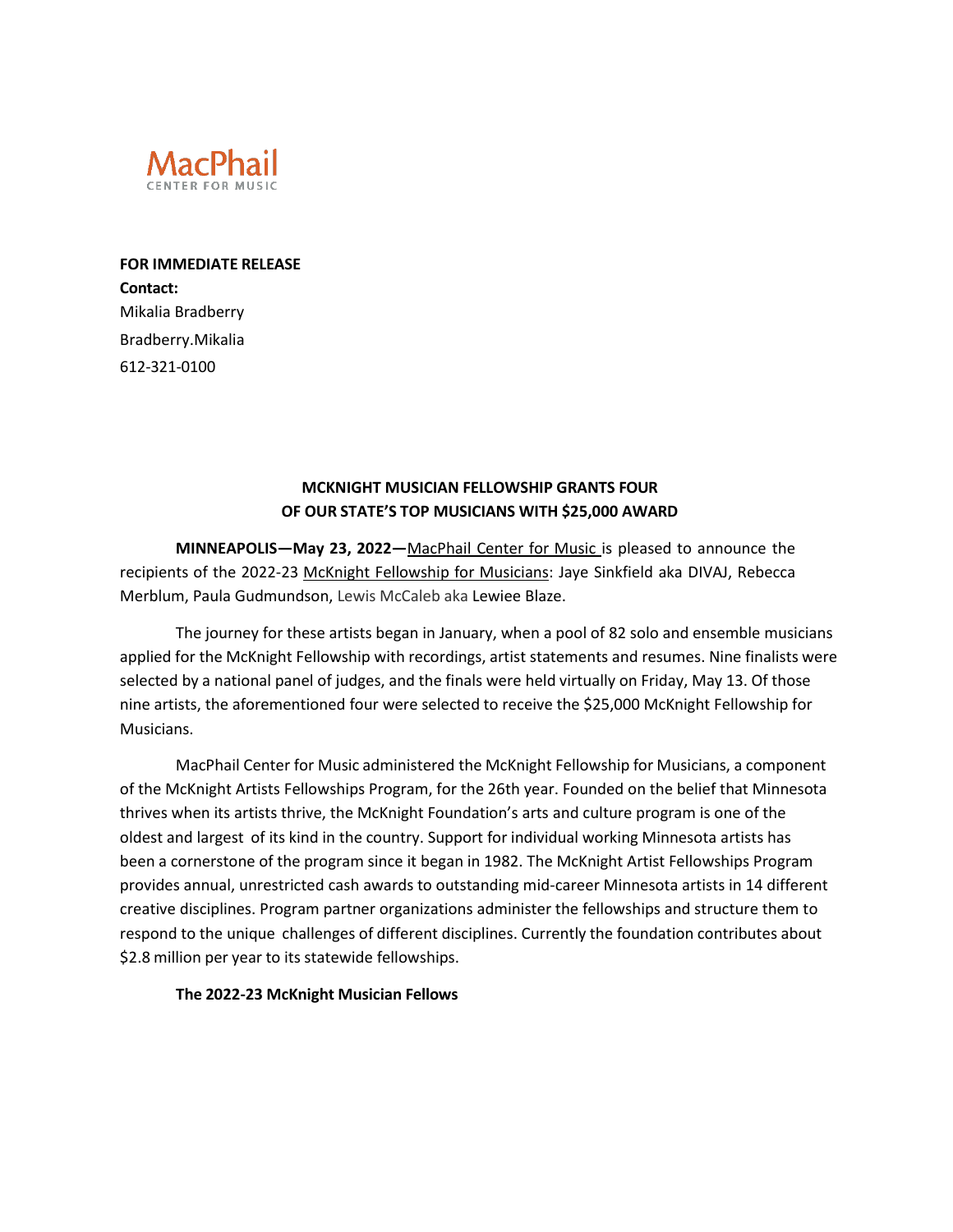MacPhail
CENTER FOR MUSIC

**FOR IMMEDIATE RELEASE**
**Contact:**
Mikalia Bradberry
Bradberry.Mikalia
612-321-0100

## MCKNIGHT MUSICIAN FELLOWSHIP GRANTS FOUR OF OUR STATE'S TOP MUSICIANS WITH $25,000 AWARD

**MINNEAPOLIS—May 23, 2022—**MacPhail Center for Music is pleased to announce the recipients of the 2022-23 McKnight Fellowship for Musicians: Jaye Sinkfield aka DIVAJ, Rebecca Merblum, Paula Gudmundson, Lewis McCaleb aka Lewiee Blaze.

The journey for these artists began in January, when a pool of 82 solo and ensemble musicians applied for the McKnight Fellowship with recordings, artist statements and resumes. Nine finalists were selected by a national panel of judges, and the finals were held virtually on Friday, May 13. Of those nine artists, the aforementioned four were selected to receive the $25,000 McKnight Fellowship for Musicians.

MacPhail Center for Music administered the McKnight Fellowship for Musicians, a component of the McKnight Artists Fellowships Program, for the 26th year. Founded on the belief that Minnesota thrives when its artists thrive, the McKnight Foundation's arts and culture program is one of the oldest and largest of its kind in the country. Support for individual working Minnesota artists has been a cornerstone of the program since it began in 1982. The McKnight Artist Fellowships Program provides annual, unrestricted cash awards to outstanding mid-career Minnesota artists in 14 different creative disciplines. Program partner organizations administer the fellowships and structure them to respond to the unique challenges of different disciplines. Currently the foundation contributes about $2.8 million per year to its statewide fellowships.

**The 2022-23 McKnight Musician Fellows**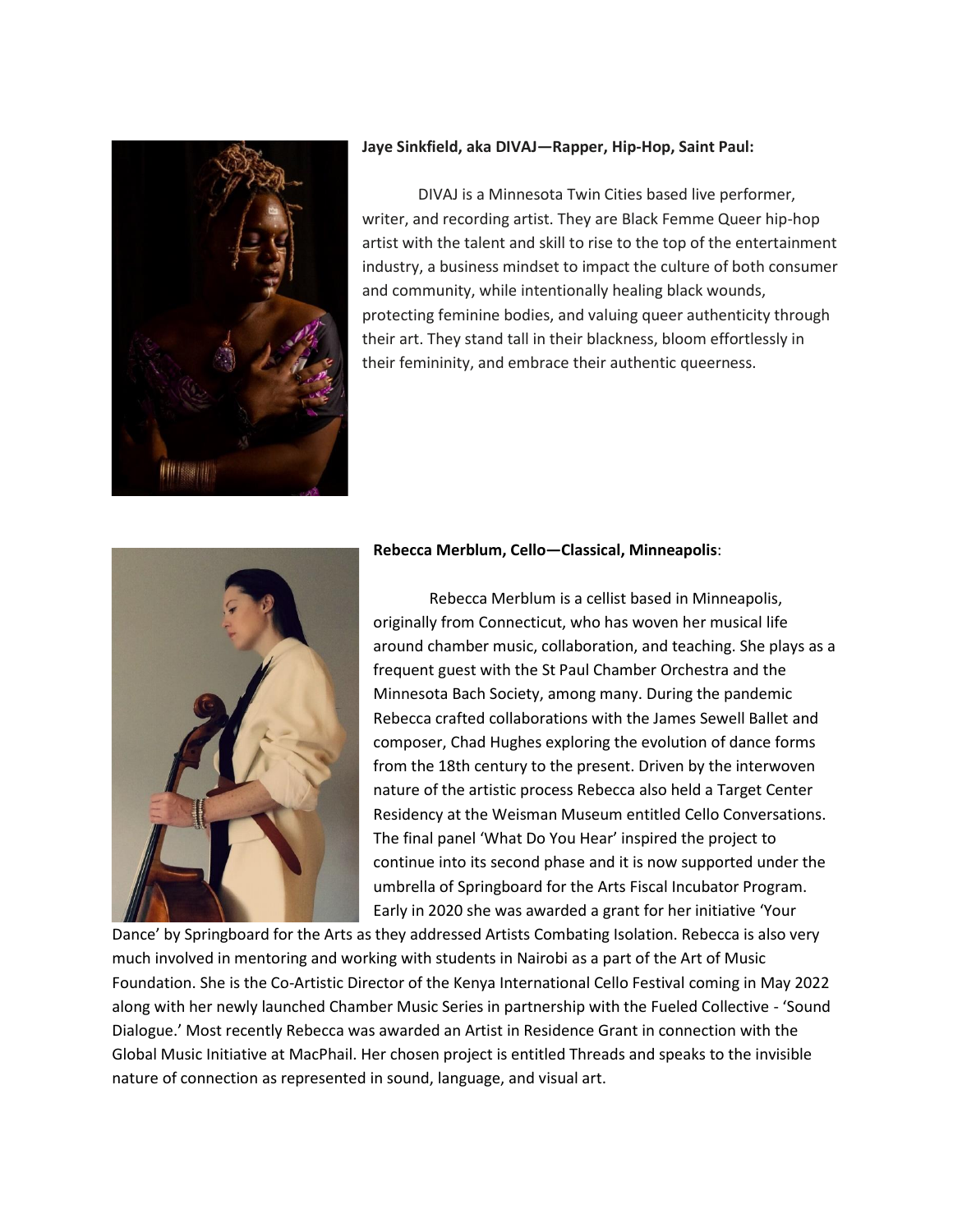**Jaye Sinkfield, aka DIVAJ—Rapper, Hip-Hop, Saint Paul:**

DIVAJ is a Minnesota Twin Cities based live performer, writer, and recording artist. They are Black Femme Queer hip-hop artist with the talent and skill to rise to the top of the entertainment industry, a business mindset to impact the culture of both consumer and community, while intentionally healing black wounds, protecting feminine bodies, and valuing queer authenticity through their art. They stand tall in their blackness, bloom effortlessly in their femininity, and embrace their authentic queerness.

**Rebecca Merblum, Cello—Classical, Minneapolis**:

Rebecca Merblum is a cellist based in Minneapolis, originally from Connecticut, who has woven her musical life around chamber music, collaboration, and teaching. She plays as a frequent guest with the St Paul Chamber Orchestra and the Minnesota Bach Society, among many. During the pandemic Rebecca crafted collaborations with the James Sewell Ballet and composer, Chad Hughes exploring the evolution of dance forms from the 18th century to the present. Driven by the interwoven nature of the artistic process Rebecca also held a Target Center Residency at the Weisman Museum entitled Cello Conversations. The final panel 'What Do You Hear' inspired the project to continue into its second phase and it is now supported under the umbrella of Springboard for the Arts Fiscal Incubator Program. Early in 2020 she was awarded a grant for her initiative 'Your Dance' by Springboard for the Arts as they addressed Artists Combating Isolation. Rebecca is also very much involved in mentoring and working with students in Nairobi as a part of the Art of Music Foundation. She is the Co-Artistic Director of the Kenya International Cello Festival coming in May 2022 along with her newly launched Chamber Music Series in partnership with the Fueled Collective - 'Sound Dialogue.' Most recently Rebecca was awarded an Artist in Residence Grant in connection with the Global Music Initiative at MacPhail. Her chosen project is entitled Threads and speaks to the invisible nature of connection as represented in sound, language, and visual art.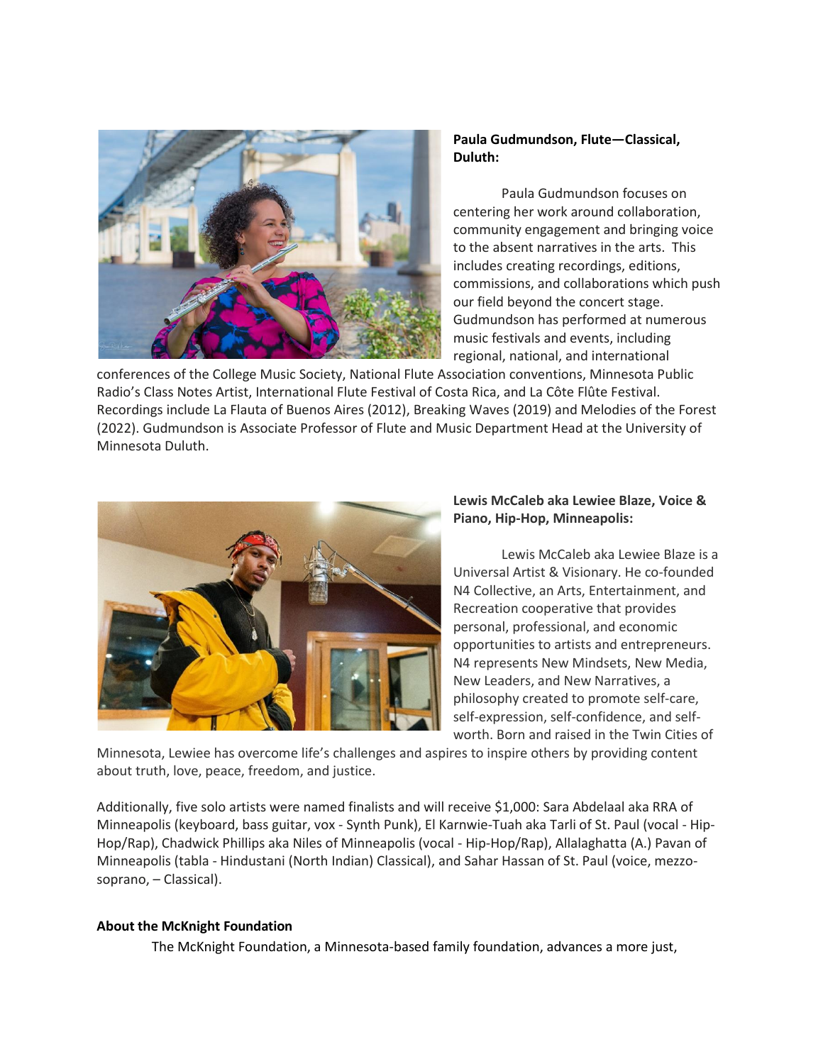**Paula Gudmundson, Flute—Classical, Duluth:**

Paula Gudmundson focuses on centering her work around collaboration, community engagement and bringing voice to the absent narratives in the arts. This includes creating recordings, editions, commissions, and collaborations which push our field beyond the concert stage. Gudmundson has performed at numerous music festivals and events, including regional, national, and international conferences of the College Music Society, National Flute Association conventions, Minnesota Public Radio's Class Notes Artist, International Flute Festival of Costa Rica, and La Côte Flûte Festival. Recordings include La Flauta of Buenos Aires (2012), Breaking Waves (2019) and Melodies of the Forest (2022). Gudmundson is Associate Professor of Flute and Music Department Head at the University of Minnesota Duluth.

**Lewis McCaleb aka Lewiee Blaze, Voice & Piano, Hip-Hop, Minneapolis:**

Lewis McCaleb aka Lewiee Blaze is a Universal Artist & Visionary. He co-founded N4 Collective, an Arts, Entertainment, and Recreation cooperative that provides personal, professional, and economic opportunities to artists and entrepreneurs. N4 represents New Mindsets, New Media, New Leaders, and New Narratives, a philosophy created to promote self-care, self-expression, self-confidence, and self-worth. Born and raised in the Twin Cities of Minnesota, Lewiee has overcome life's challenges and aspires to inspire others by providing content about truth, love, peace, freedom, and justice.

Additionally, five solo artists were named finalists and will receive $1,000: Sara Abdelaal aka RRA of Minneapolis (keyboard, bass guitar, vox - Synth Punk), El Karnwie-Tuah aka Tarli of St. Paul (vocal - Hip-Hop/Rap), Chadwick Phillips aka Niles of Minneapolis (vocal - Hip-Hop/Rap), Allalaghatta (A.) Pavan of Minneapolis (tabla - Hindustani (North Indian) Classical), and Sahar Hassan of St. Paul (voice, mezzo-soprano, – Classical).

**About the McKnight Foundation**

The McKnight Foundation, a Minnesota-based family foundation, advances a more just,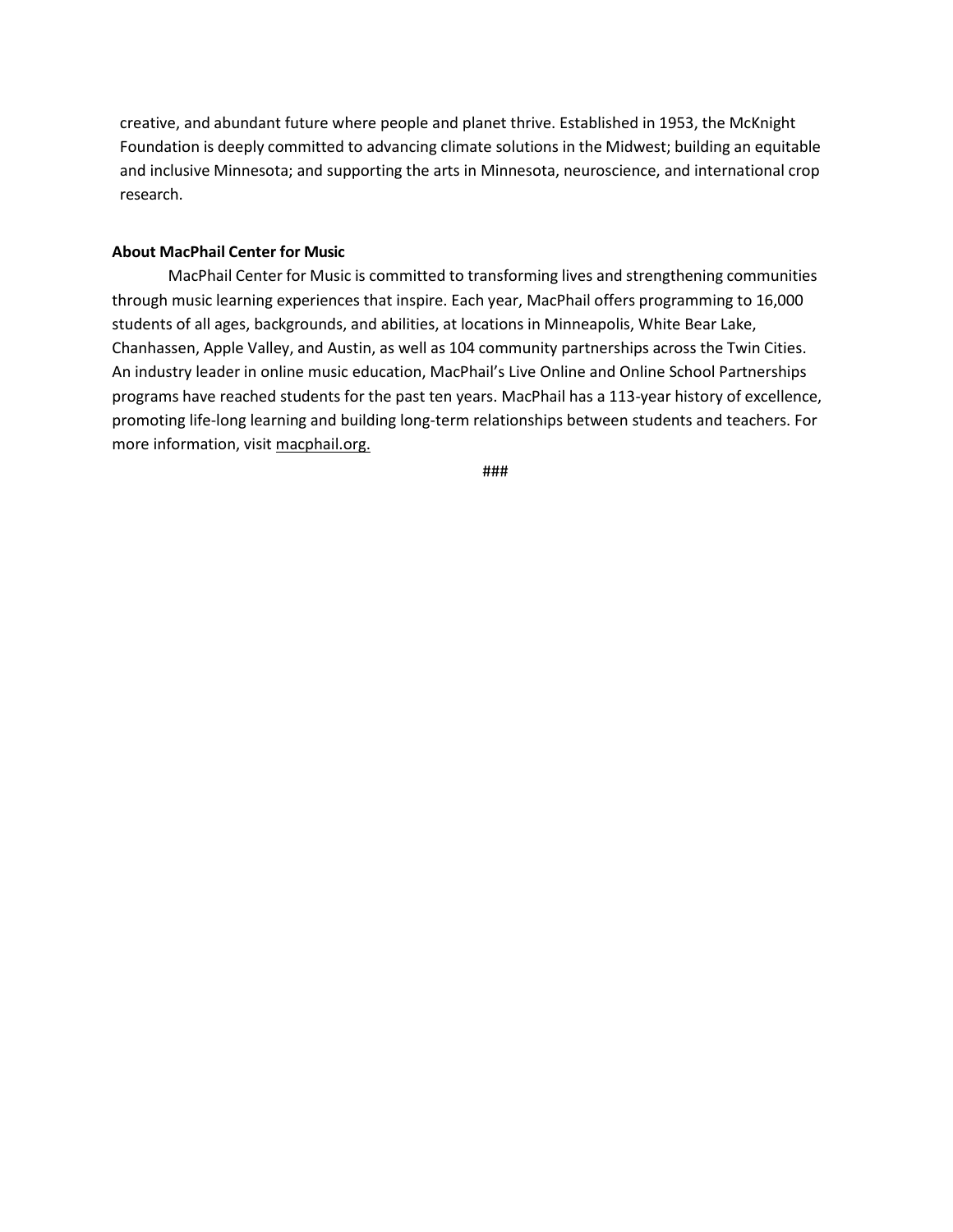creative, and abundant future where people and planet thrive. Established in 1953, the McKnight Foundation is deeply committed to advancing climate solutions in the Midwest; building an equitable and inclusive Minnesota; and supporting the arts in Minnesota, neuroscience, and international crop research.

**About MacPhail Center for Music**

MacPhail Center for Music is committed to transforming lives and strengthening communities through music learning experiences that inspire. Each year, MacPhail offers programming to 16,000 students of all ages, backgrounds, and abilities, at locations in Minneapolis, White Bear Lake, Chanhassen, Apple Valley, and Austin, as well as 104 community partnerships across the Twin Cities. An industry leader in online music education, MacPhail's Live Online and Online School Partnerships programs have reached students for the past ten years. MacPhail has a 113-year history of excellence, promoting life-long learning and building long-term relationships between students and teachers. For more information, visit macphail.org.

###